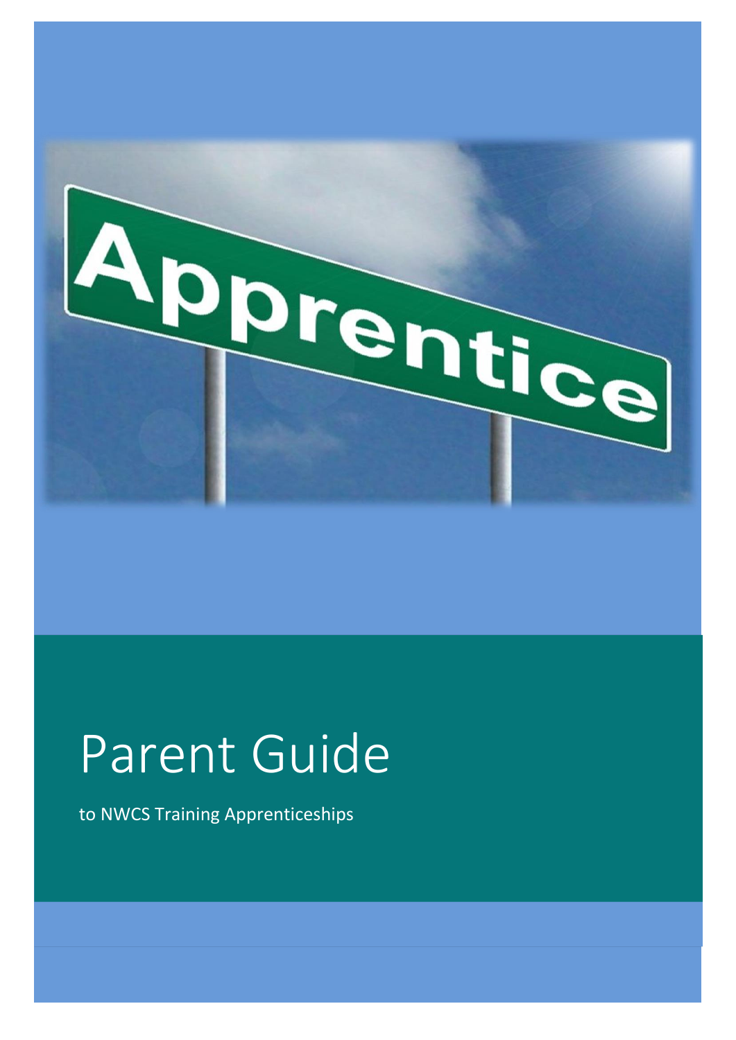# Parent Guide

to NWCS Training Apprenticeships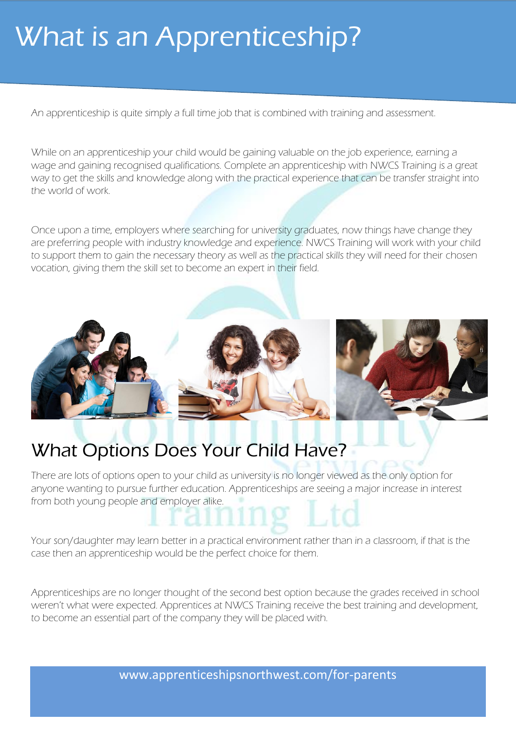# What is an Apprenticeship?

An apprenticeship is quite simply a full time job that is combined with training and assessment.

While on an apprenticeship your child would be gaining valuable on the job experience, earning a wage and gaining recognised qualifications. Complete an apprenticeship with NWCS Training is a great way to get the skills and knowledge along with the practical experience that can be transfer straight into the world of work.

Once upon a time, employers where searching for university graduates, now things have change they are preferring people with industry knowledge and experience. NWCS Training will work with your child to support them to gain the necessary theory as well as the practical skills they will need for their chosen vocation, giving them the skill set to become an expert in their field.

## What Options Does Your Child Have?

There are lots of options open to your child as university is no longer viewed as the only option for anyone wanting to pursue further education. Apprenticeships are seeing a major increase in interest from both young people and employer alike.

Your son/daughter may learn better in a practical environment rather than in a classroom, if that is the case then an apprenticeship would be the perfect choice for them.

Apprenticeships are no longer thought of the second best option because the grades received in school weren't what were expected. Apprentices at NWCS Training receive the best training and development, to become an essential part of the company they will be placed with.

www.apprenticeshipsnorthwest.com/for-parents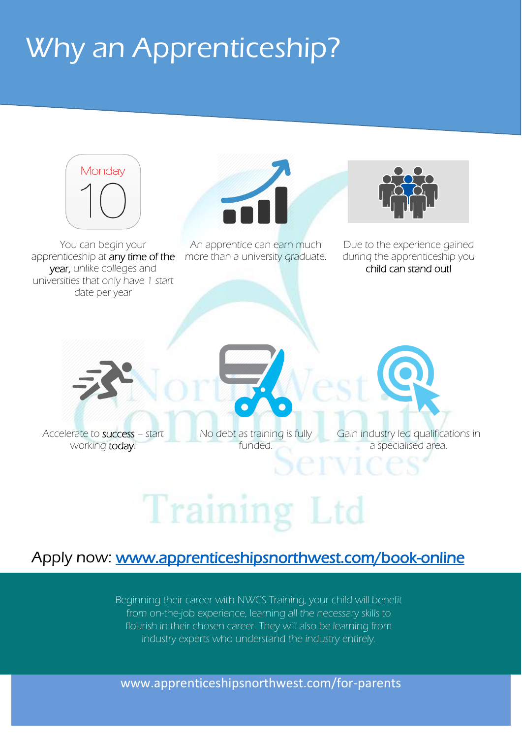# Why an Apprenticeship?

Monday 10

You can begin your apprenticeship at any time of the year, unlike colleges and universities that only have 1 start date per year

An apprentice can earn much more than a university graduate.

Due to the experience gained during the apprenticeship you child can stand out!

Accelerate to success – start working today!

No debt as training is fully funded.

Gain industry led qualifications in a specialised area.

Apply now: [www.apprenticeshipsnorthwest.com/book-online](www.apprenticeshipsnorthwest.com/book-online)

Beginning their career with NWCS Training, your child will benefit from on-the-job experience, learning all the necessary skills to flourish in their chosen career. They will also be learning from industry experts who understand the industry entirely.

www.apprenticeshipsnorthwest.com/for-parents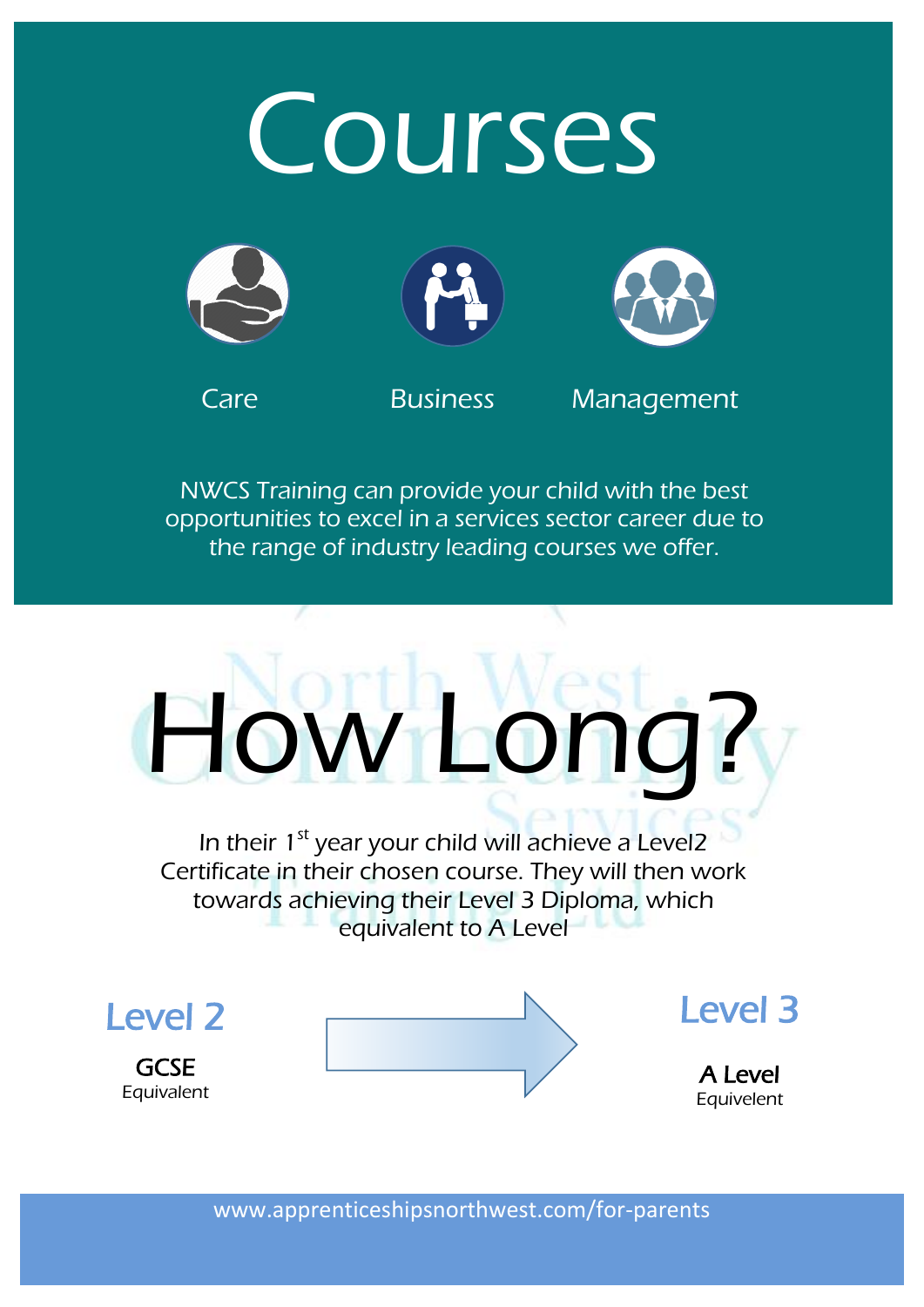# Courses

Care

Business

Management

NWCS Training can provide your child with the best opportunities to excel in a services sector career due to the range of industry leading courses we offer.

# How Long?

In their 1st year your child will achieve a Level2 Certificate in their chosen course. They will then work towards achieving their Level 3 Diploma, which equivalent to A Level

## Level 2

GCSE
Equivalent

## Level 3

A Level
Equivelent

www.apprenticeshipsnorthwest.com/for-parents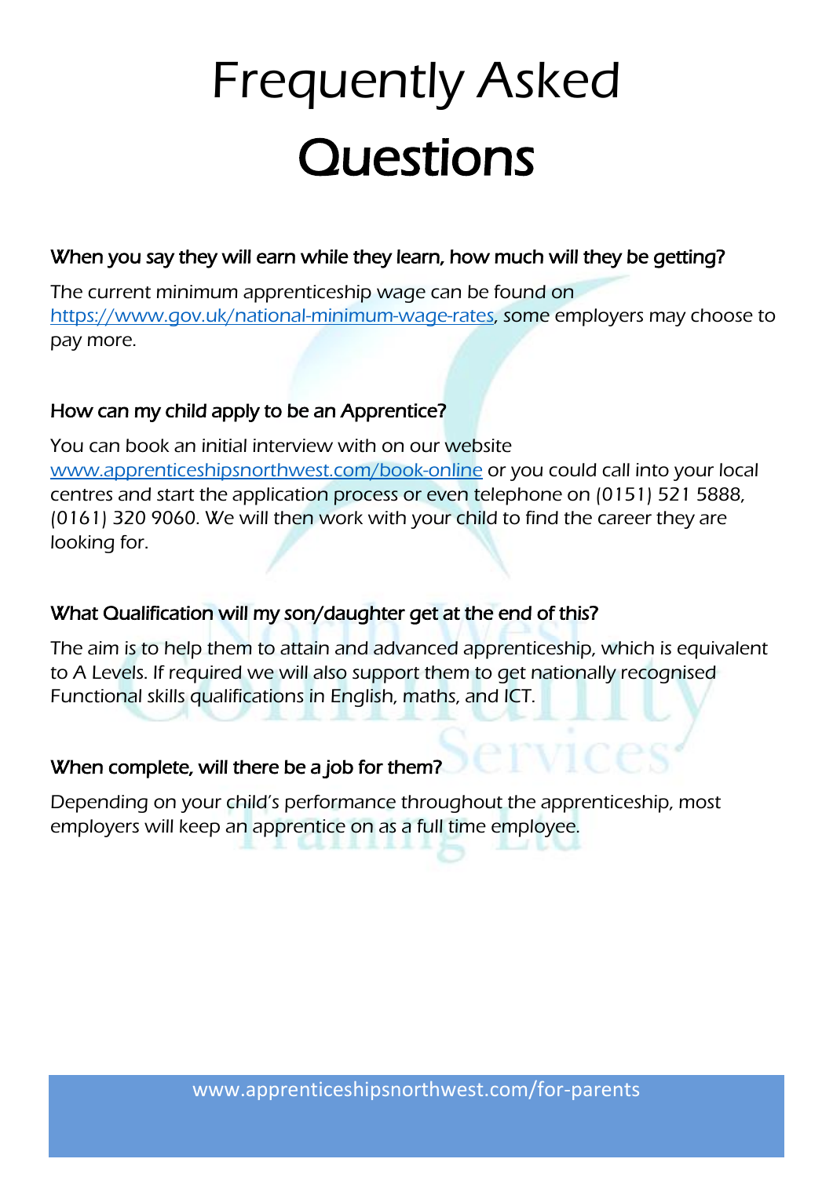# Frequently Asked Questions

### When you say they will earn while they learn, how much will they be getting?

The current minimum apprenticeship wage can be found on https://www.gov.uk/national-minimum-wage-rates, some employers may choose to pay more.

### How can my child apply to be an Apprentice?

You can book an initial interview with on our website www.apprenticeshipsnorthwest.com/book-online or you could call into your local centres and start the application process or even telephone on (0151) 521 5888, (0161) 320 9060. We will then work with your child to find the career they are looking for.

### What Qualification will my son/daughter get at the end of this?

The aim is to help them to attain and advanced apprenticeship, which is equivalent to A Levels. If required we will also support them to get nationally recognised Functional skills qualifications in English, maths, and ICT.

### When complete, will there be a job for them?

Depending on your child's performance throughout the apprenticeship, most employers will keep an apprentice on as a full time employee.

www.apprenticeshipsnorthwest.com/for-parents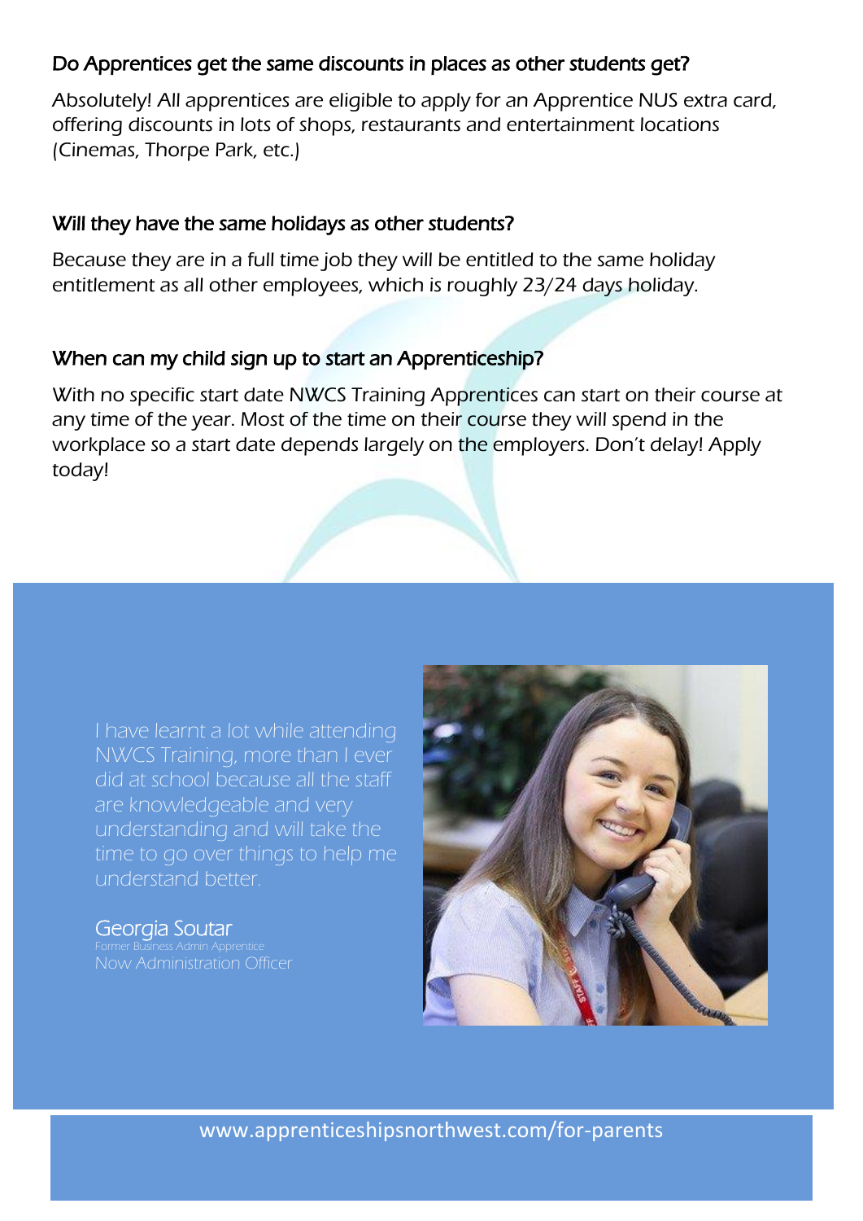### Do Apprentices get the same discounts in places as other students get?

Absolutely! All apprentices are eligible to apply for an Apprentice NUS extra card, offering discounts in lots of shops, restaurants and entertainment locations (Cinemas, Thorpe Park, etc.)

### Will they have the same holidays as other students?

Because they are in a full time job they will be entitled to the same holiday entitlement as all other employees, which is roughly 23/24 days holiday.

### When can my child sign up to start an Apprenticeship?

With no specific start date NWCS Training Apprentices can start on their course at any time of the year. Most of the time on their course they will spend in the workplace so a start date depends largely on the employers. Don't delay! Apply today!

I have learnt a lot while attending NWCS Training, more than I ever did at school because all the staff are knowledgeable and very understanding and will take the time to go over things to help me understand better.

Georgia Soutar
Former Business Admin Apprentice
Now Administration Officer

www.apprenticeshipsnorthwest.com/for-parents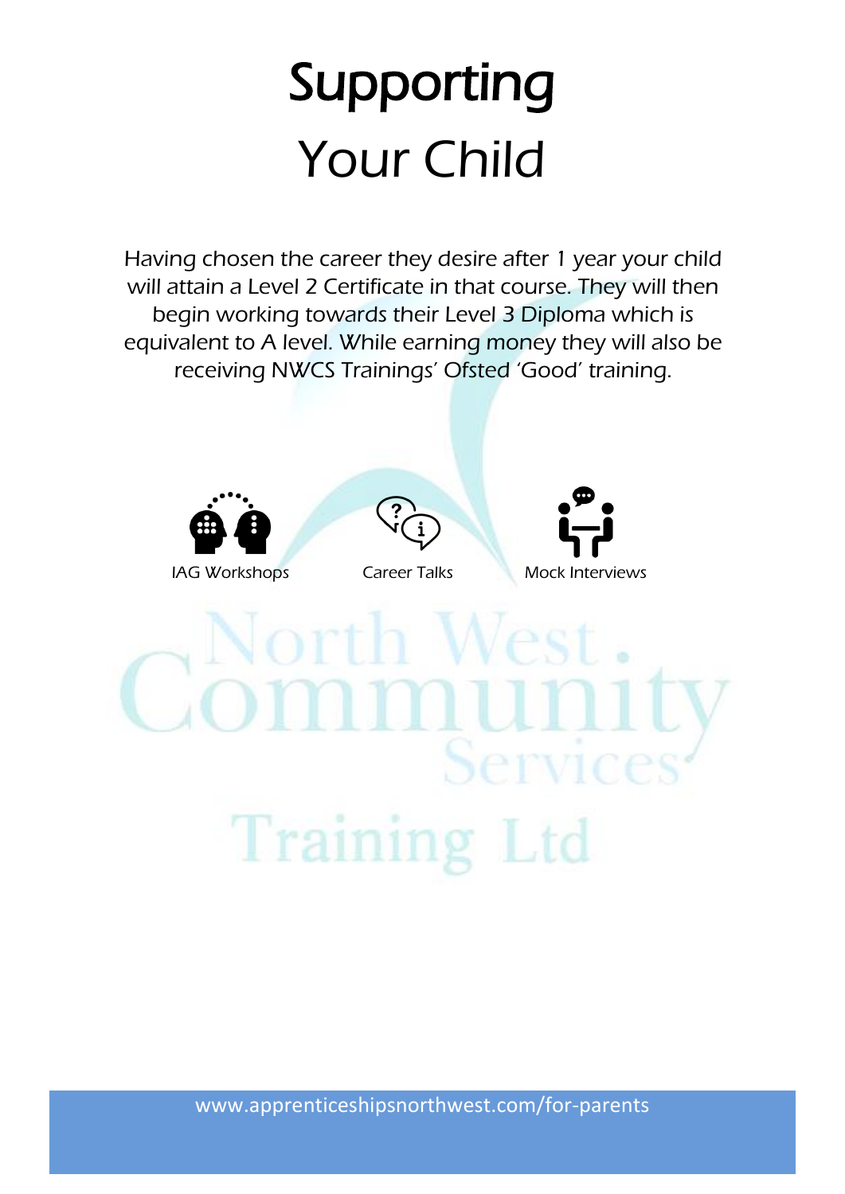# Supporting Your Child

Having chosen the career they desire after 1 year your child will attain a Level 2 Certificate in that course. They will then begin working towards their Level 3 Diploma which is equivalent to A level. While earning money they will also be receiving NWCS Trainings' Ofsted 'Good' training.

IAG Workshops

Career Talks

Mock Interviews

North West Community Services Training Ltd

www.apprenticeshipsnorthwest.com/for-parents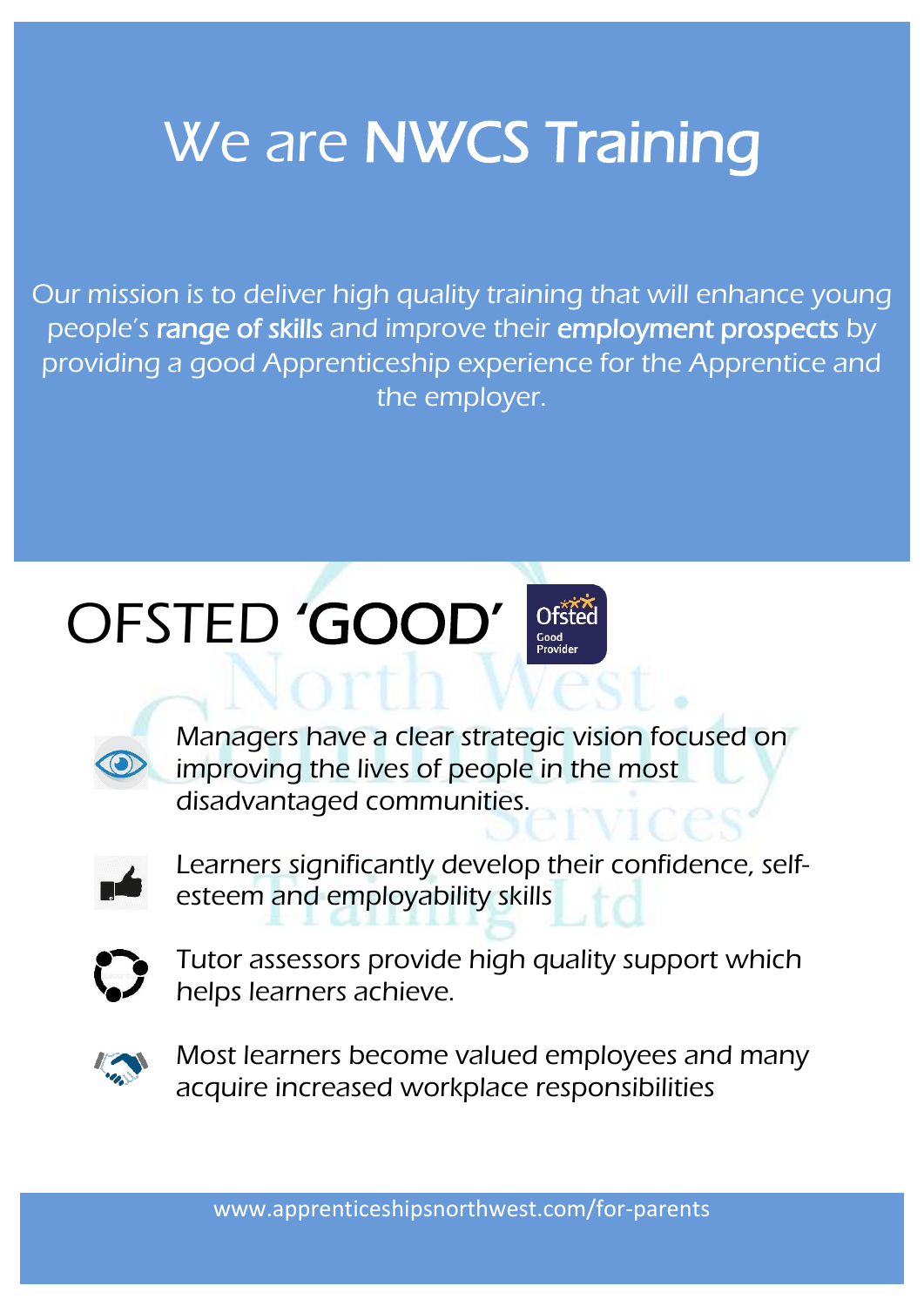# We are **NWCS Training**

Our mission is to deliver high quality training that will enhance young people's **range of skills** and improve their **employment prospects** by providing a good Apprenticeship experience for the Apprentice and the employer.

## OFSTED '**GOOD**'

Ofsted Good Provider

- Managers have a clear strategic vision focused on improving the lives of people in the most disadvantaged communities.
- Learners significantly develop their confidence, self-esteem and employability skills
- Tutor assessors provide high quality support which helps learners achieve.
- Most learners become valued employees and many acquire increased workplace responsibilities

www.apprenticeshipsnorthwest.com/for-parents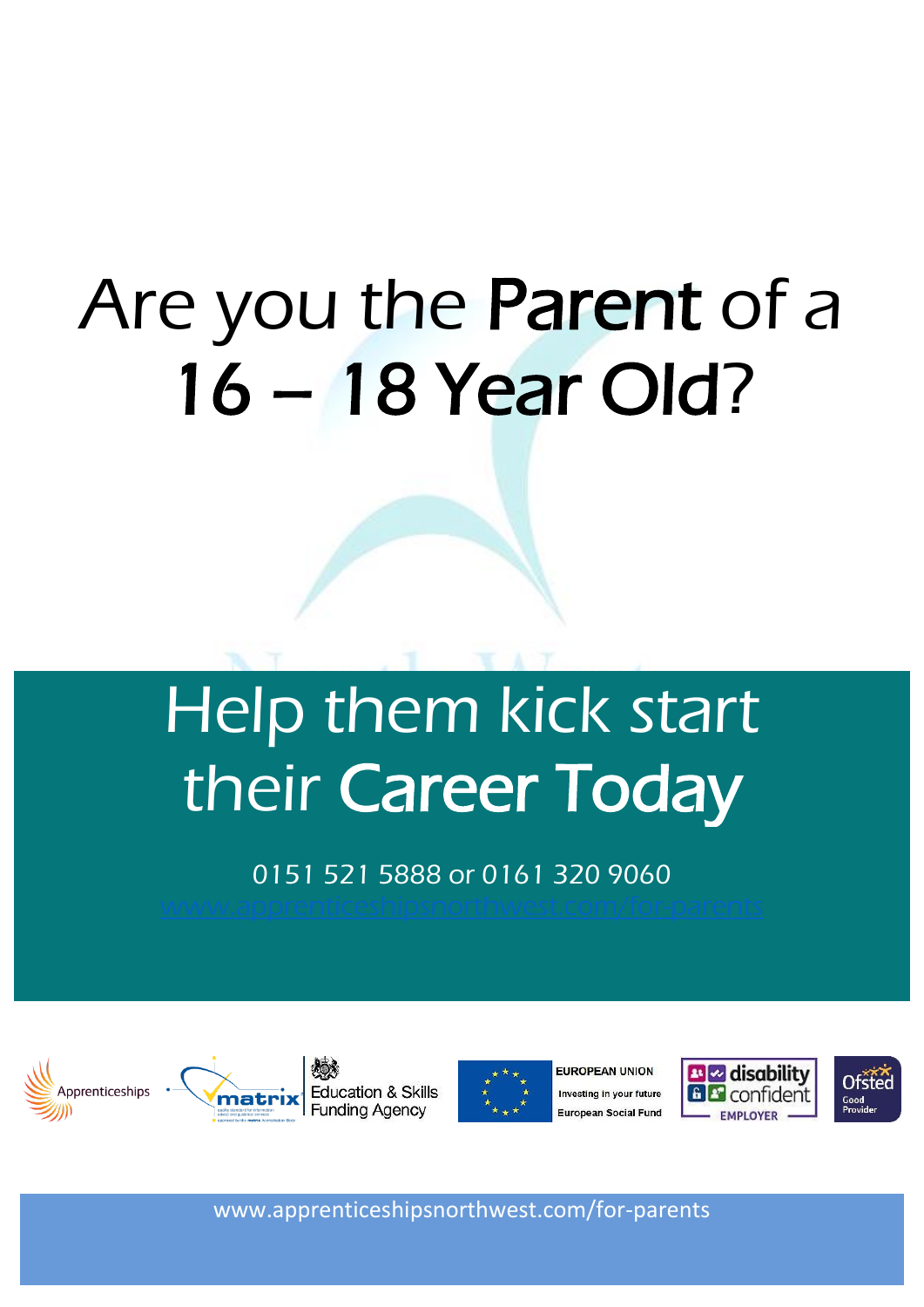# Are you the **Parent** of a **16 – 18 Year Old**?

## Help them kick start their **Career Today**

0151 521 5888 or 0161 320 9060

www.apprenticeshipsnorthwest.com/for-parents

Apprenticeships

matrix

Education & Skills Funding Agency

EUROPEAN UNION
Investing in your future
European Social Fund

disability confident EMPLOYER

Ofsted Good Provider

www.apprenticeshipsnorthwest.com/for-parents